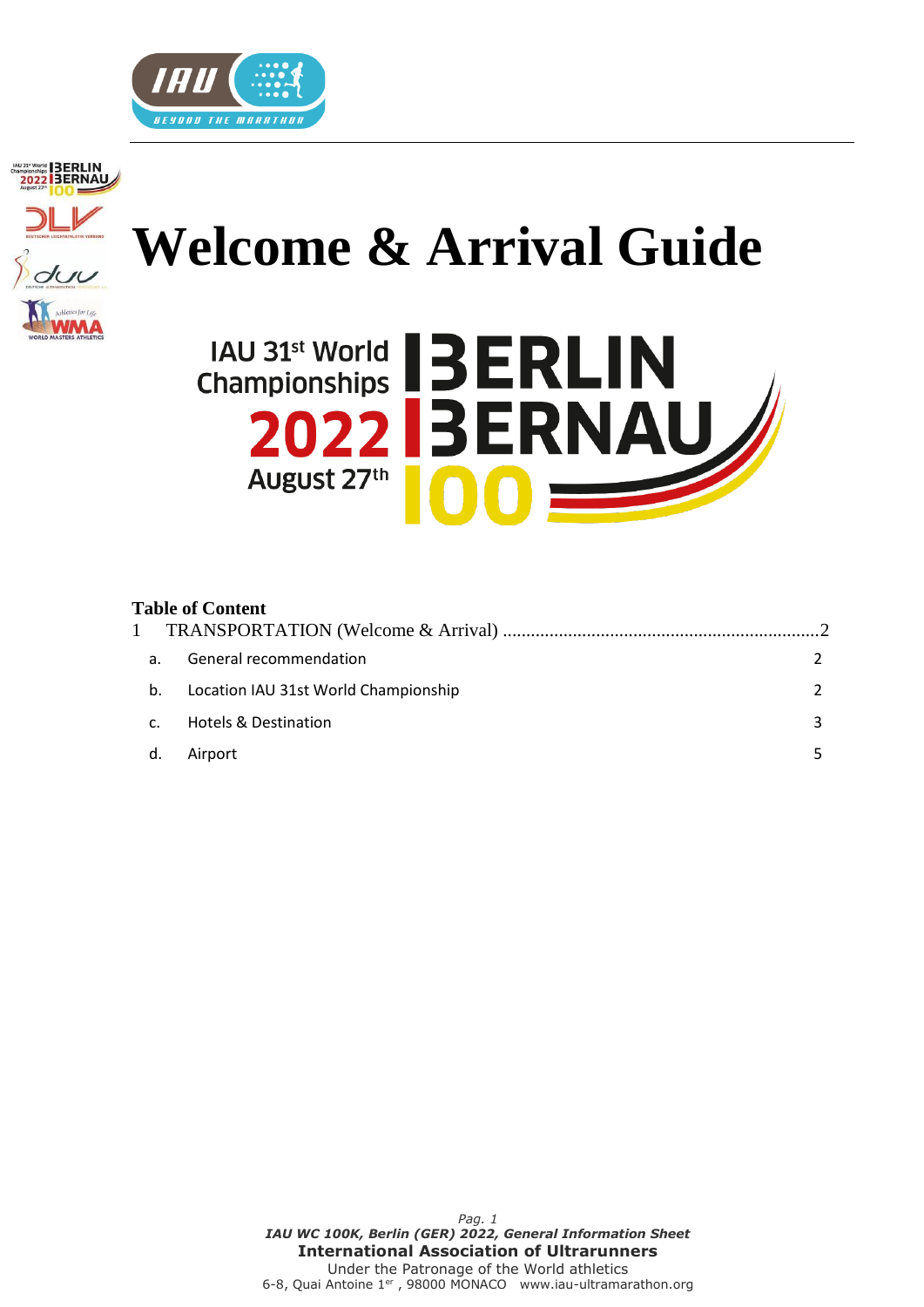# Welcome & Arrival Guide

IAU 31st World Championships
BERLIN BERNAU
2022
August 27th
100

**Table of Content**

1 TRANSPORTATION (Welcome & Arrival) .....2

- a. General recommendation 2
- b. Location IAU 31st World Championship 2
- c. Hotels & Destination 3
- d. Airport 5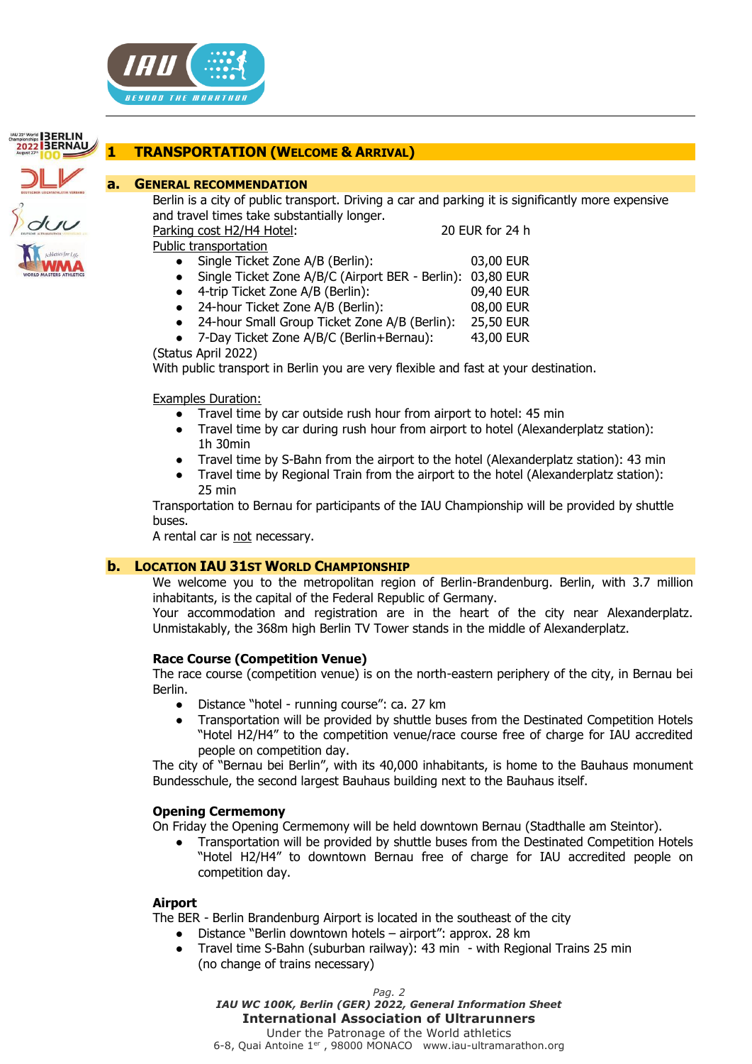# 1 TRANSPORTATION (WELCOME & ARRIVAL)

## a. GENERAL RECOMMENDATION

Berlin is a city of public transport. Driving a car and parking it is significantly more expensive and travel times take substantially longer.

Parking cost H2/H4 Hotel: 20 EUR for 24 h

Public transportation

- Single Ticket Zone A/B (Berlin): 03,00 EUR
- Single Ticket Zone A/B/C (Airport BER - Berlin): 03,80 EUR
- 4-trip Ticket Zone A/B (Berlin): 09,40 EUR
- 24-hour Ticket Zone A/B (Berlin): 08,00 EUR
- 24-hour Small Group Ticket Zone A/B (Berlin): 25,50 EUR
- 7-Day Ticket Zone A/B/C (Berlin+Bernau): 43,00 EUR

(Status April 2022)

With public transport in Berlin you are very flexible and fast at your destination.

Examples Duration:

- Travel time by car outside rush hour from airport to hotel: 45 min
- Travel time by car during rush hour from airport to hotel (Alexanderplatz station): 1h 30min
- Travel time by S-Bahn from the airport to the hotel (Alexanderplatz station): 43 min
- Travel time by Regional Train from the airport to the hotel (Alexanderplatz station): 25 min

Transportation to Bernau for participants of the IAU Championship will be provided by shuttle buses.

A rental car is not necessary.

## b. LOCATION IAU 31ST WORLD CHAMPIONSHIP

We welcome you to the metropolitan region of Berlin-Brandenburg. Berlin, with 3.7 million inhabitants, is the capital of the Federal Republic of Germany.

Your accommodation and registration are in the heart of the city near Alexanderplatz. Unmistakably, the 368m high Berlin TV Tower stands in the middle of Alexanderplatz.

**Race Course (Competition Venue)**

The race course (competition venue) is on the north-eastern periphery of the city, in Bernau bei Berlin.

- Distance "hotel - running course": ca. 27 km
- Transportation will be provided by shuttle buses from the Destinated Competition Hotels "Hotel H2/H4" to the competition venue/race course free of charge for IAU accredited people on competition day.

The city of "Bernau bei Berlin", with its 40,000 inhabitants, is home to the Bauhaus monument Bundesschule, the second largest Bauhaus building next to the Bauhaus itself.

**Opening Cermemony**

On Friday the Opening Cermemony will be held downtown Bernau (Stadthalle am Steintor).

- Transportation will be provided by shuttle buses from the Destinated Competition Hotels "Hotel H2/H4" to downtown Bernau free of charge for IAU accredited people on competition day.

**Airport**

The BER - Berlin Brandenburg Airport is located in the southeast of the city

- Distance "Berlin downtown hotels – airport": approx. 28 km
- Travel time S-Bahn (suburban railway): 43 min - with Regional Trains 25 min (no change of trains necessary)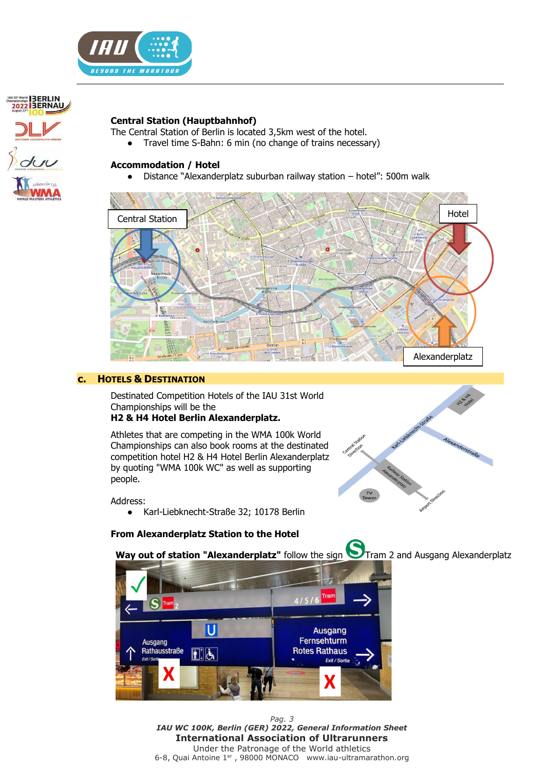### Central Station (Hauptbahnhof)

The Central Station of Berlin is located 3,5km west of the hotel.

- Travel time S-Bahn: 6 min (no change of trains necessary)

### Accommodation / Hotel

- Distance "Alexanderplatz suburban railway station – hotel": 500m walk

Central Station

Hotel

Alexanderplatz

## c. Hotels & Destination

Destinated Competition Hotels of the IAU 31st World Championships will be the **H2 & H4 Hotel Berlin Alexanderplatz.**

Athletes that are competing in the WMA 100k World Championships can also book rooms at the destinated competition hotel H2 & H4 Hotel Berlin Alexanderplatz by quoting "WMA 100k WC" as well as supporting people.

Address:

- Karl-Liebknecht-Straße 32; 10178 Berlin

H2 & H4 Hotel

Karl-Liebknecht-Straße

Alexanderstraße

Central Station Direction

Railway Station Alexanderplatz

TV Tower

Airport Direction

### From Alexanderplatz Station to the Hotel

**Way out of station "Alexanderplatz"** follow the sign S Tram 2 and Ausgang Alexanderplatz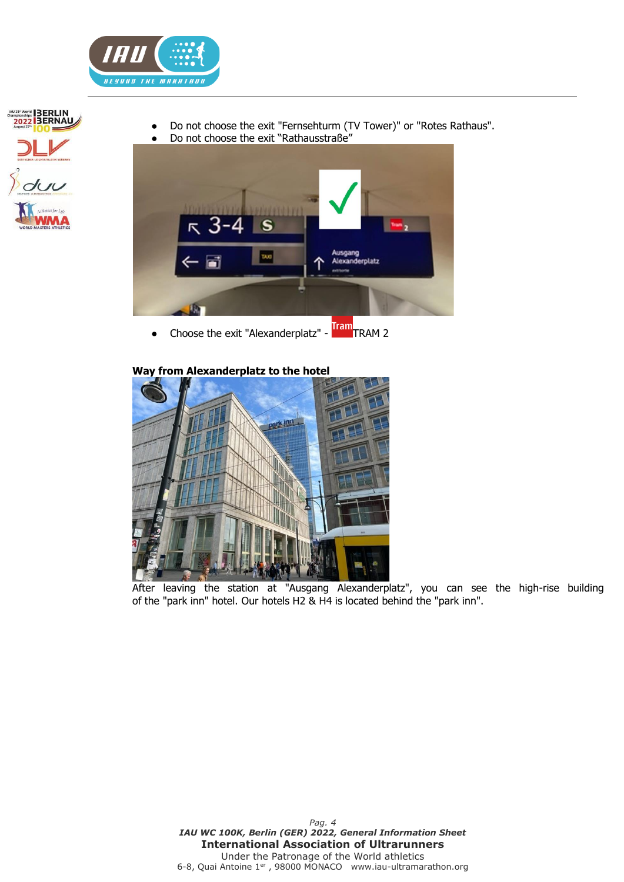- Do not choose the exit "Fernsehturm (TV Tower)" or "Rotes Rathaus".
- Do not choose the exit "Rathausstraße"

- Choose the exit "Alexanderplatz" - Tram TRAM 2

**Way from Alexanderplatz to the hotel**

After leaving the station at "Ausgang Alexanderplatz", you can see the high-rise building of the "park inn" hotel. Our hotels H2 & H4 is located behind the "park inn".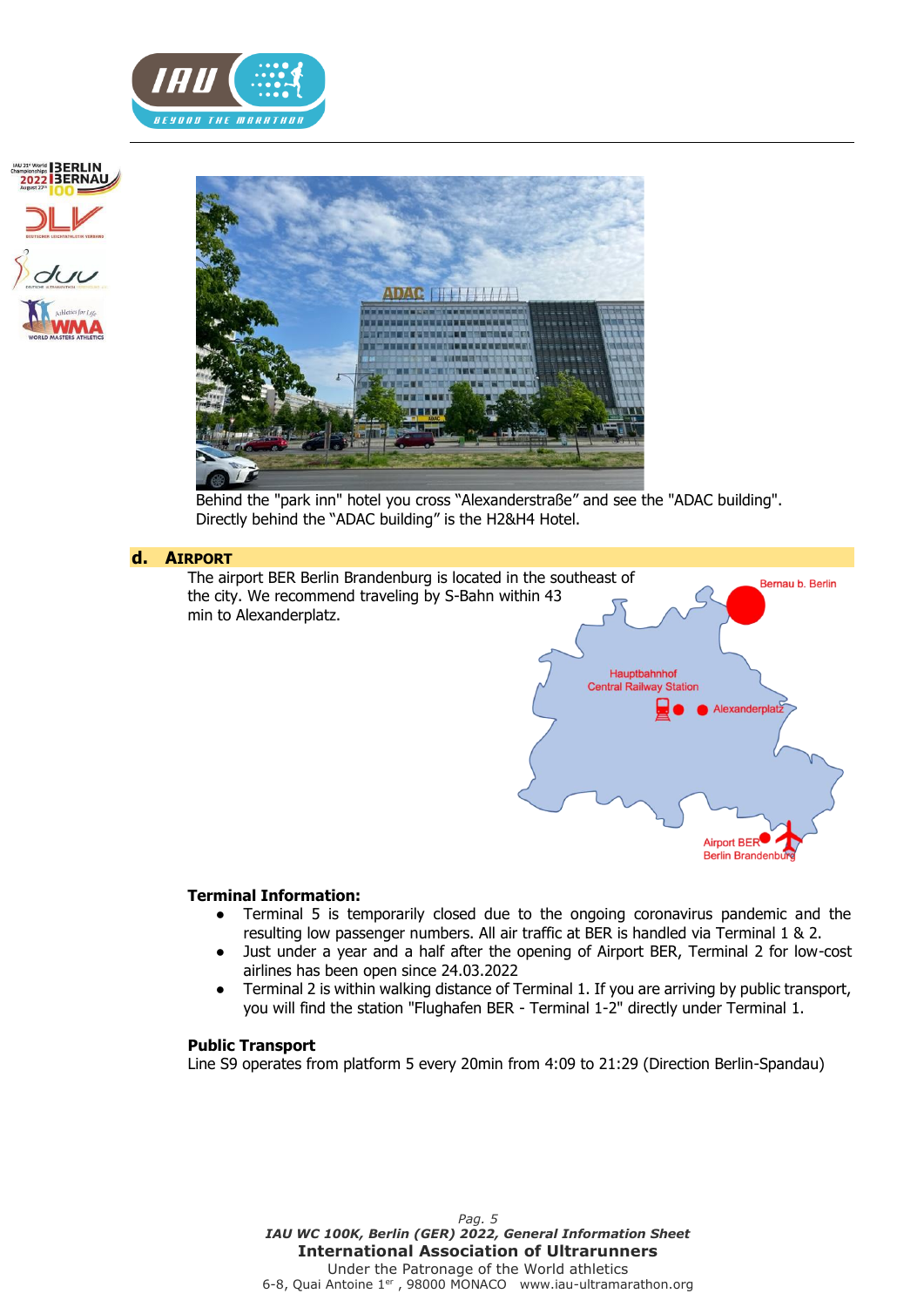Behind the "park inn" hotel you cross "Alexanderstraße" and see the "ADAC building". Directly behind the "ADAC building" is the H2&H4 Hotel.

## d. Airport

The airport BER Berlin Brandenburg is located in the southeast of the city. We recommend traveling by S-Bahn within 43 min to Alexanderplatz.

Bernau b. Berlin

Hauptbahnhof
Central Railway Station

Alexanderplatz

Airport BER
Berlin Brandenburg

**Terminal Information:**

- Terminal 5 is temporarily closed due to the ongoing coronavirus pandemic and the resulting low passenger numbers. All air traffic at BER is handled via Terminal 1 & 2.
- Just under a year and a half after the opening of Airport BER, Terminal 2 for low-cost airlines has been open since 24.03.2022
- Terminal 2 is within walking distance of Terminal 1. If you are arriving by public transport, you will find the station "Flughafen BER - Terminal 1-2" directly under Terminal 1.

**Public Transport**

Line S9 operates from platform 5 every 20min from 4:09 to 21:29 (Direction Berlin-Spandau)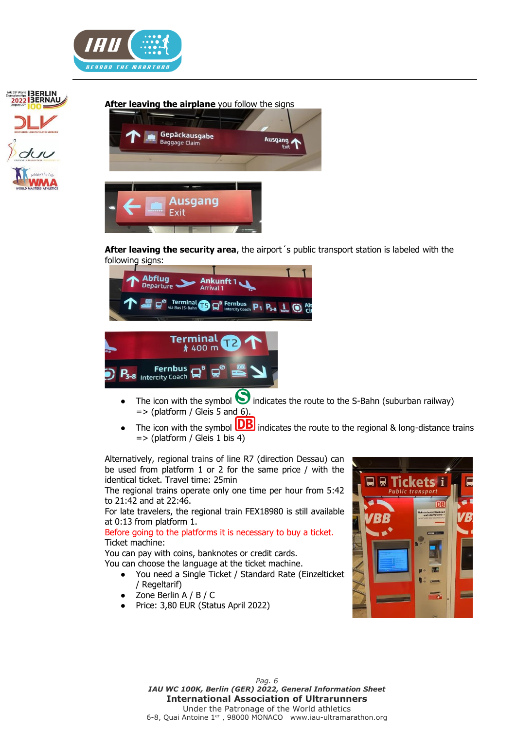**After leaving the airplane** you follow the signs

**After leaving the security area**, the airport´s public transport station is labeled with the following signs:

- The icon with the symbol S indicates the route to the S-Bahn (suburban railway) => (platform / Gleis 5 and 6).
- The icon with the symbol DB indicates the route to the regional & long-distance trains => (platform / Gleis 1 bis 4)

Alternatively, regional trains of line R7 (direction Dessau) can be used from platform 1 or 2 for the same price / with the identical ticket. Travel time: 25min
The regional trains operate only one time per hour from 5:42 to 21:42 and at 22:46.
For late travelers, the regional train FEX18980 is still available at 0:13 from platform 1.
Before going to the platforms it is necessary to buy a ticket.
Ticket machine:
You can pay with coins, banknotes or credit cards.
You can choose the language at the ticket machine.

- You need a Single Ticket / Standard Rate (Einzelticket / Regeltarif)
- Zone Berlin A / B / C
- Price: 3,80 EUR (Status April 2022)